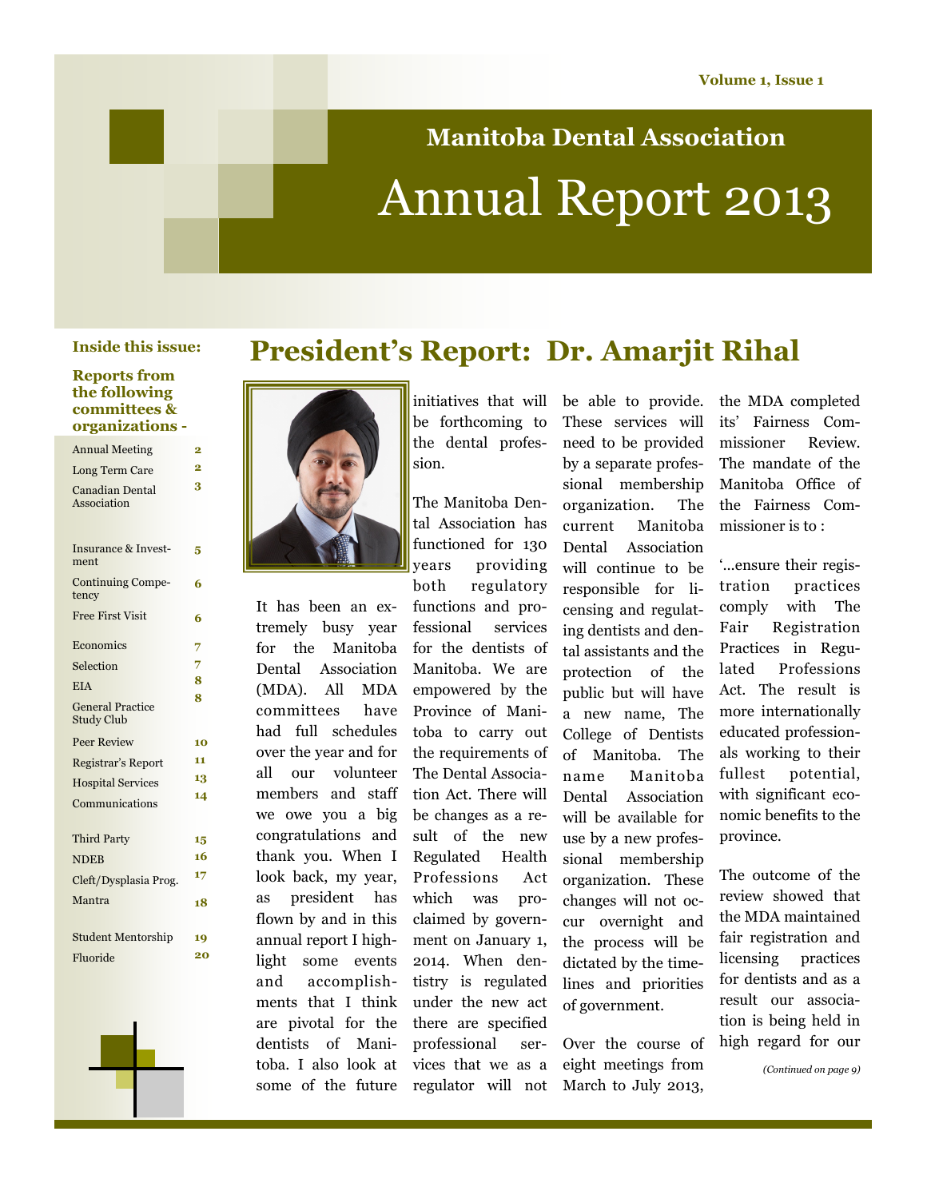## Manitoba Dental Association

# Annual Report 2013

**Inside this issue:**

**Reports from the following committees & organizations -**

| | |
|---|---|
| Annual Meeting | 2 |
| Long Term Care | 2 |
| Canadian Dental Association | 3 |
| Insurance & Investment | 5 |
| Continuing Competency | 6 |
| Free First Visit | 6 |
| Economics | 7 |
| Selection | 7 |
| EIA | 8 |
| General Practice Study Club | 8 |
| Peer Review | 10 |
| Registrar's Report | 11 |
| Hospital Services | 13 |
| Communications | 14 |
| Third Party | 15 |
| NDEB | 16 |
| Cleft/Dysplasia Prog. | 17 |
| Mantra | 18 |
| Student Mentorship | 19 |
| Fluoride | 20 |

## President's Report: Dr. Amarjit Rihal

It has been an extremely busy year for the Manitoba Dental Association (MDA). All MDA committees have had full schedules over the year and for all our volunteer members and staff we owe you a big congratulations and thank you. When I look back, my year, as president has flown by and in this annual report I highlight some events and accomplishments that I think are pivotal for the dentists of Manitoba. I also look at some of the future initiatives that will be forthcoming to the dental profession.

The Manitoba Dental Association has functioned for 130 years providing both regulatory functions and professional services for the dentists of Manitoba. We are empowered by the Province of Manitoba to carry out the requirements of The Dental Association Act. There will be changes as a result of the new Regulated Health Professions Act which was proclaimed by government on January 1, 2014. When dentistry is regulated under the new act there are specified professional services that we as a regulator will not be able to provide. These services will need to be provided by a separate professional membership organization. The current Manitoba Dental Association will continue to be responsible for licensing and regulating dentists and dental assistants and the protection of the public but will have a new name, The College of Dentists of Manitoba. The name Manitoba Dental Association will be available for use by a new professional membership organization. These changes will not occur overnight and the process will be dictated by the timelines and priorities of government.

Over the course of eight meetings from March to July 2013, the MDA completed its' Fairness Commissioner Review. The mandate of the Manitoba Office of the Fairness Commissioner is to :

'...ensure their registration practices comply with The Fair Registration Practices in Regulated Professions Act. The result is more internationally educated professionals working to their fullest potential, with significant economic benefits to the province.

The outcome of the review showed that the MDA maintained fair registration and licensing practices for dentists and as a result our association is being held in high regard for our

*(Continued on page 9)*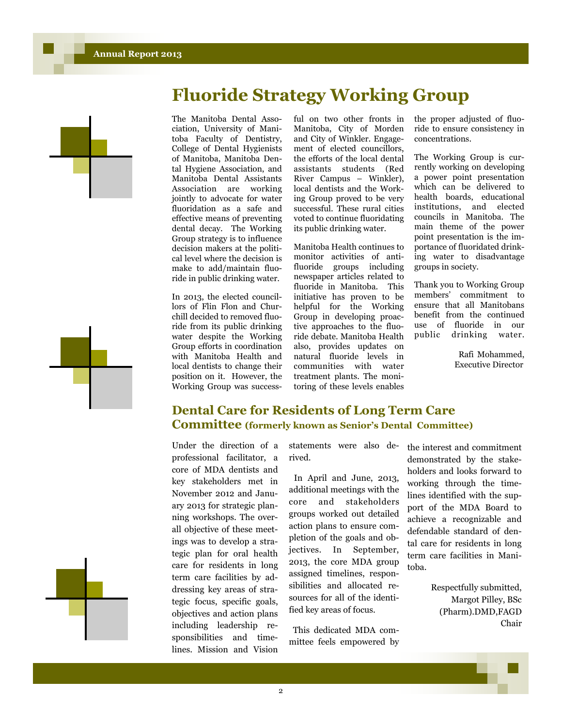# Fluoride Strategy Working Group

The Manitoba Dental Association, University of Manitoba Faculty of Dentistry, College of Dental Hygienists of Manitoba, Manitoba Dental Hygiene Association, and Manitoba Dental Assistants Association are working jointly to advocate for water fluoridation as a safe and effective means of preventing dental decay. The Working Group strategy is to influence decision makers at the political level where the decision is make to add/maintain fluoride in public drinking water.

In 2013, the elected councillors of Flin Flon and Churchill decided to removed fluoride from its public drinking water despite the Working Group efforts in coordination with Manitoba Health and local dentists to change their position on it. However, the Working Group was successful on two other fronts in Manitoba, City of Morden and City of Winkler. Engagement of elected councillors, the efforts of the local dental assistants students (Red River Campus – Winkler), local dentists and the Working Group proved to be very successful. These rural cities voted to continue fluoridating its public drinking water.

Manitoba Health continues to monitor activities of anti-fluoride groups including newspaper articles related to fluoride in Manitoba. This initiative has proven to be helpful for the Working Group in developing proactive approaches to the fluoride debate. Manitoba Health also, provides updates on natural fluoride levels in communities with water treatment plants. The monitoring of these levels enables the proper adjusted of fluoride to ensure consistency in concentrations.

The Working Group is currently working on developing a power point presentation which can be delivered to health boards, educational institutions, and elected councils in Manitoba. The main theme of the power point presentation is the importance of fluoridated drinking water to disadvantage groups in society.

Thank you to Working Group members' commitment to ensure that all Manitobans benefit from the continued use of fluoride in our public drinking water.

Rafi Mohammed,
Executive Director

## Dental Care for Residents of Long Term Care Committee (formerly known as Senior's Dental Committee)

Under the direction of a professional facilitator, a core of MDA dentists and key stakeholders met in November 2012 and January 2013 for strategic planning workshops. The overall objective of these meetings was to develop a strategic plan for oral health care for residents in long term care facilities by addressing key areas of strategic focus, specific goals, objectives and action plans including leadership responsibilities and timelines. Mission and Vision statements were also derived.

In April and June, 2013, additional meetings with the core and stakeholders groups worked out detailed action plans to ensure completion of the goals and objectives. In September, 2013, the core MDA group assigned timelines, responsibilities and allocated resources for all of the identified key areas of focus.

This dedicated MDA committee feels empowered by the interest and commitment demonstrated by the stakeholders and looks forward to working through the timelines identified with the support of the MDA Board to achieve a recognizable and defendable standard of dental care for residents in long term care facilities in Manitoba.

Respectfully submitted,
Margot Pilley, BSc (Pharm).DMD,FAGD
Chair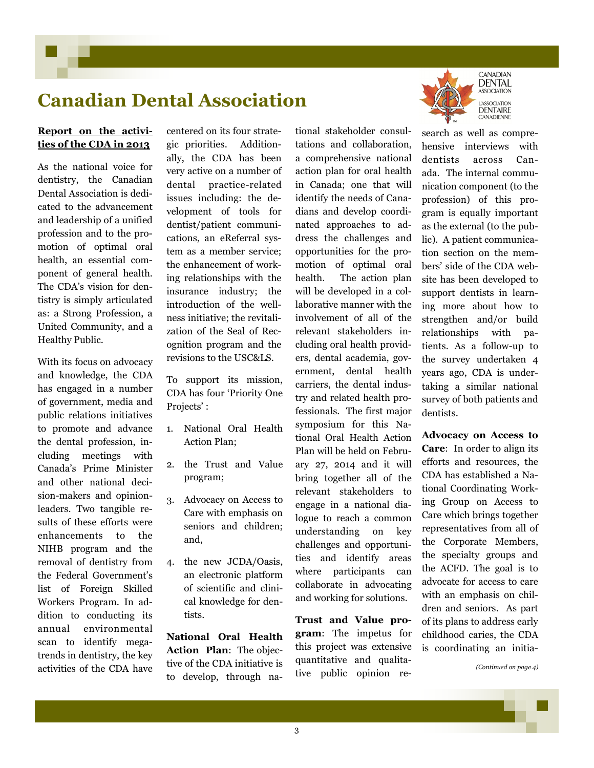# Canadian Dental Association

**Report on the activities of the CDA in 2013**

As the national voice for dentistry, the Canadian Dental Association is dedicated to the advancement and leadership of a unified profession and to the promotion of optimal oral health, an essential component of general health. The CDA's vision for dentistry is simply articulated as: a Strong Profession, a United Community, and a Healthy Public.

With its focus on advocacy and knowledge, the CDA has engaged in a number of government, media and public relations initiatives to promote and advance the dental profession, including meetings with Canada's Prime Minister and other national decision-makers and opinion-leaders. Two tangible results of these efforts were enhancements to the NIHB program and the removal of dentistry from the Federal Government's list of Foreign Skilled Workers Program. In addition to conducting its annual environmental scan to identify megatrends in dentistry, the key activities of the CDA have centered on its four strategic priorities. Additionally, the CDA has been very active on a number of dental practice-related issues including: the development of tools for dentist/patient communications, an eReferral system as a member service; the enhancement of working relationships with the insurance industry; the introduction of the wellness initiative; the revitalization of the Seal of Recognition program and the revisions to the USC&LS.

To support its mission, CDA has four 'Priority One Projects' :

1. National Oral Health Action Plan;
2. the Trust and Value program;
3. Advocacy on Access to Care with emphasis on seniors and children; and,
4. the new JCDA/Oasis, an electronic platform of scientific and clinical knowledge for dentists.

**National Oral Health Action Plan**: The objective of the CDA initiative is to develop, through national stakeholder consultations and collaboration, a comprehensive national action plan for oral health in Canada; one that will identify the needs of Canadians and develop coordinated approaches to address the challenges and opportunities for the promotion of optimal oral health. The action plan will be developed in a collaborative manner with the involvement of all of the relevant stakeholders including oral health providers, dental academia, government, dental health carriers, the dental industry and related health professionals. The first major symposium for this National Oral Health Action Plan will be held on February 27, 2014 and it will bring together all of the relevant stakeholders to engage in a national dialogue to reach a common understanding on key challenges and opportunities and identify areas where participants can collaborate in advocating and working for solutions.

**Trust and Value program**: The impetus for this project was extensive quantitative and qualitative public opinion research as well as comprehensive interviews with dentists across Canada. The internal communication component (to the profession) of this program is equally important as the external (to the public). A patient communication section on the members' side of the CDA website has been developed to support dentists in learning more about how to strengthen and/or build relationships with patients. As a follow-up to the survey undertaken 4 years ago, CDA is undertaking a similar national survey of both patients and dentists.

**Advocacy on Access to Care**: In order to align its efforts and resources, the CDA has established a National Coordinating Working Group on Access to Care which brings together representatives from all of the Corporate Members, the specialty groups and the ACFD. The goal is to advocate for access to care with an emphasis on children and seniors. As part of its plans to address early childhood caries, the CDA is coordinating an initia-

*(Continued on page 4)*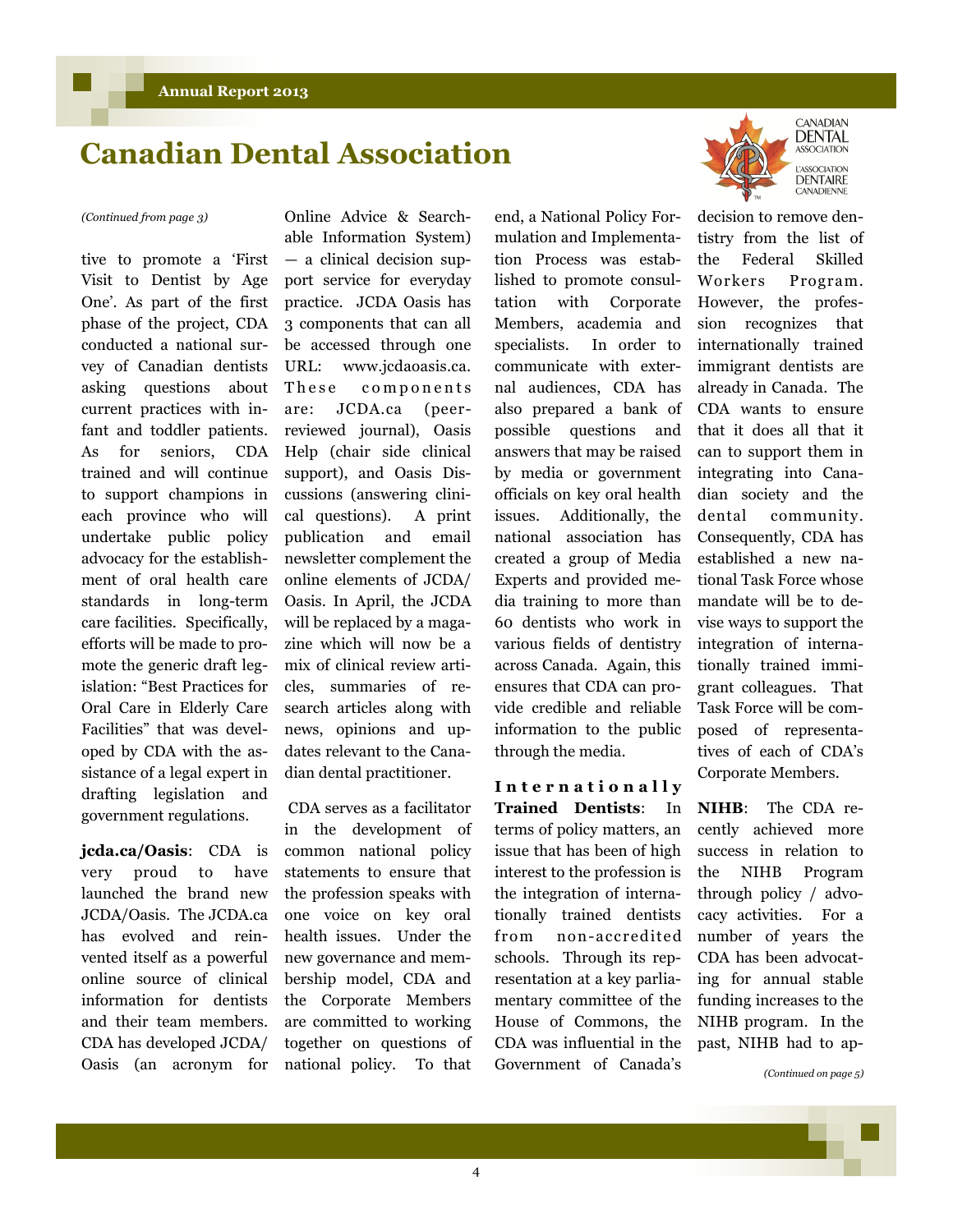# Canadian Dental Association

*(Continued from page 3)*

tive to promote a 'First Visit to Dentist by Age One'. As part of the first phase of the project, CDA conducted a national survey of Canadian dentists asking questions about current practices with infant and toddler patients. As for seniors, CDA trained and will continue to support champions in each province who will undertake public policy advocacy for the establishment of oral health care standards in long-term care facilities. Specifically, efforts will be made to promote the generic draft legislation: "Best Practices for Oral Care in Elderly Care Facilities" that was developed by CDA with the assistance of a legal expert in drafting legislation and government regulations.

**jcda.ca/Oasis**: CDA is very proud to have launched the brand new JCDA/Oasis. The JCDA.ca has evolved and reinvented itself as a powerful online source of clinical information for dentists and their team members. CDA has developed JCDA/Oasis (an acronym for Online Advice & Searchable Information System) — a clinical decision support service for everyday practice. JCDA Oasis has 3 components that can all be accessed through one URL: www.jcdaoasis.ca. These components are: JCDA.ca (peer-reviewed journal), Oasis Help (chair side clinical support), and Oasis Discussions (answering clinical questions). A print publication and email newsletter complement the online elements of JCDA/Oasis. In April, the JCDA will be replaced by a magazine which will now be a mix of clinical review articles, summaries of research articles along with news, opinions and updates relevant to the Canadian dental practitioner.

CDA serves as a facilitator in the development of common national policy statements to ensure that the profession speaks with one voice on key oral health issues. Under the new governance and membership model, CDA and the Corporate Members are committed to working together on questions of national policy. To that end, a National Policy Formulation and Implementation Process was established to promote consultation with Corporate Members, academia and specialists. In order to communicate with external audiences, CDA has also prepared a bank of possible questions and answers that may be raised by media or government officials on key oral health issues. Additionally, the national association has created a group of Media Experts and provided media training to more than 60 dentists who work in various fields of dentistry across Canada. Again, this ensures that CDA can provide credible and reliable information to the public through the media.

**Internationally Trained Dentists**: In terms of policy matters, an issue that has been of high interest to the profession is the integration of internationally trained dentists from non-accredited schools. Through its representation at a key parliamentary committee of the House of Commons, the CDA was influential in the Government of Canada's decision to remove dentistry from the list of the Federal Skilled Workers Program. However, the profession recognizes that internationally trained immigrant dentists are already in Canada. The CDA wants to ensure that it does all that it can to support them in integrating into Canadian society and the dental community. Consequently, CDA has established a new national Task Force whose mandate will be to devise ways to support the integration of internationally trained immigrant colleagues. That Task Force will be composed of representatives of each of CDA's Corporate Members.

**NIHB**: The CDA recently achieved more success in relation to the NIHB Program through policy / advocacy activities. For a number of years the CDA has been advocating for annual stable funding increases to the NIHB program. In the past, NIHB had to ap-

*(Continued on page 5)*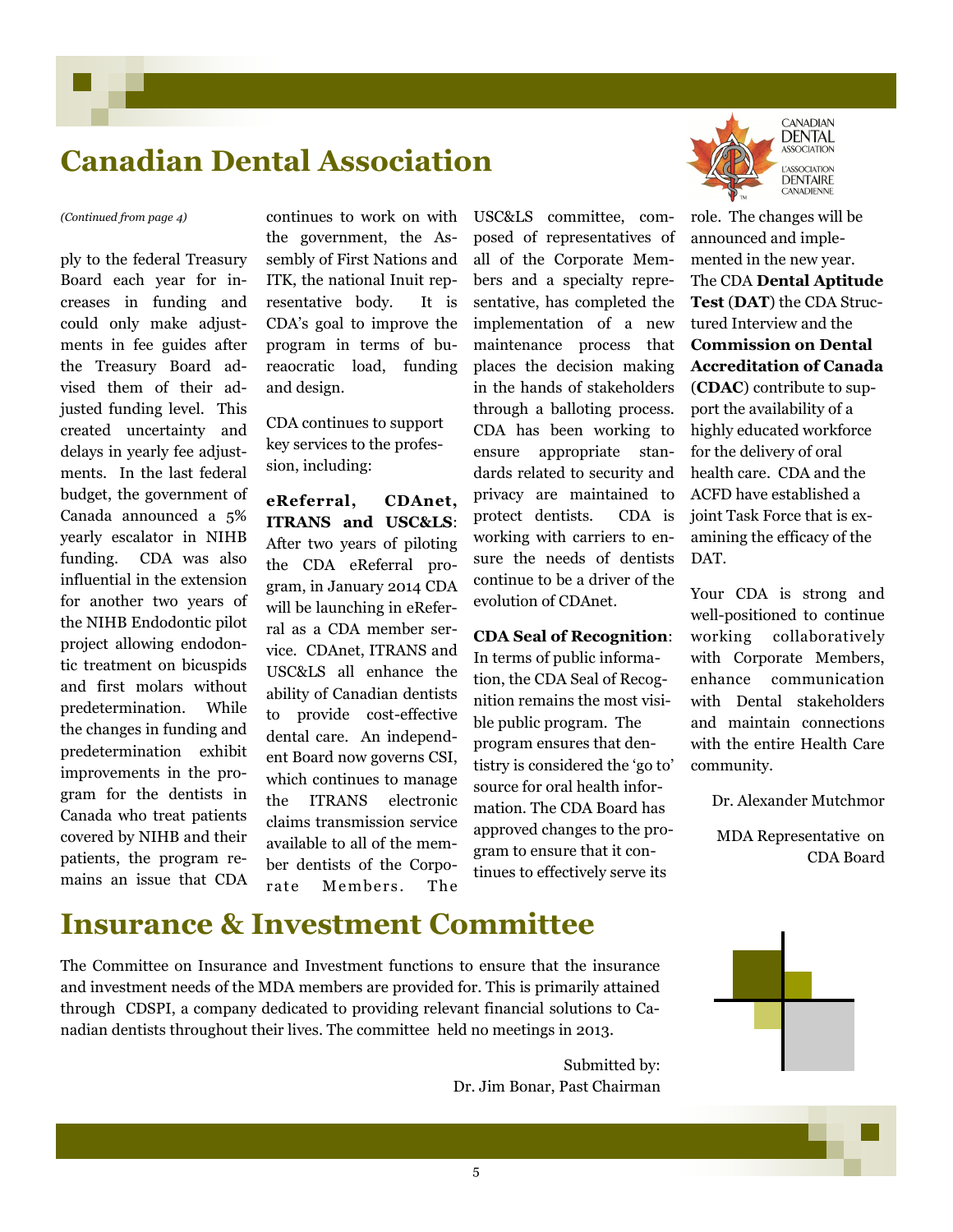# Canadian Dental Association

*(Continued from page 4)*

ply to the federal Treasury Board each year for increases in funding and could only make adjustments in fee guides after the Treasury Board advised them of their adjusted funding level. This created uncertainty and delays in yearly fee adjustments. In the last federal budget, the government of Canada announced a 5% yearly escalator in NIHB funding. CDA was also influential in the extension for another two years of the NIHB Endodontic pilot project allowing endodontic treatment on bicuspids and first molars without predetermination. While the changes in funding and predetermination exhibit improvements in the program for the dentists in Canada who treat patients covered by NIHB and their patients, the program remains an issue that CDA continues to work on with the government, the Assembly of First Nations and ITK, the national Inuit representative body. It is CDA's goal to improve the program in terms of bureaocratic load, funding and design.

CDA continues to support key services to the profession, including:

**eReferral, CDAnet, ITRANS and USC&LS**: After two years of piloting the CDA eReferral program, in January 2014 CDA will be launching in eReferral as a CDA member service. CDAnet, ITRANS and USC&LS all enhance the ability of Canadian dentists to provide cost-effective dental care. An independent Board now governs CSI, which continues to manage the ITRANS electronic claims transmission service available to all of the member dentists of the Corporate Members. The USC&LS committee, composed of representatives of all of the Corporate Members and a specialty representative, has completed the implementation of a new maintenance process that places the decision making in the hands of stakeholders through a balloting process. CDA has been working to ensure appropriate standards related to security and privacy are maintained to protect dentists. CDA is working with carriers to ensure the needs of dentists continue to be a driver of the evolution of CDAnet.

**CDA Seal of Recognition**: In terms of public information, the CDA Seal of Recognition remains the most visible public program. The program ensures that dentistry is considered the 'go to' source for oral health information. The CDA Board has approved changes to the program to ensure that it continues to effectively serve its role. The changes will be announced and implemented in the new year.

The CDA **Dental Aptitude Test** (**DAT**) the CDA Structured Interview and the **Commission on Dental Accreditation of Canada** (**CDAC**) contribute to support the availability of a highly educated workforce for the delivery of oral health care. CDA and the ACFD have established a joint Task Force that is examining the efficacy of the DAT.

Your CDA is strong and well-positioned to continue working collaboratively with Corporate Members, enhance communication with Dental stakeholders and maintain connections with the entire Health Care community.

Dr. Alexander Mutchmor

MDA Representative on CDA Board

# Insurance & Investment Committee

The Committee on Insurance and Investment functions to ensure that the insurance and investment needs of the MDA members are provided for. This is primarily attained through CDSPI, a company dedicated to providing relevant financial solutions to Canadian dentists throughout their lives. The committee held no meetings in 2013.

Submitted by:
Dr. Jim Bonar, Past Chairman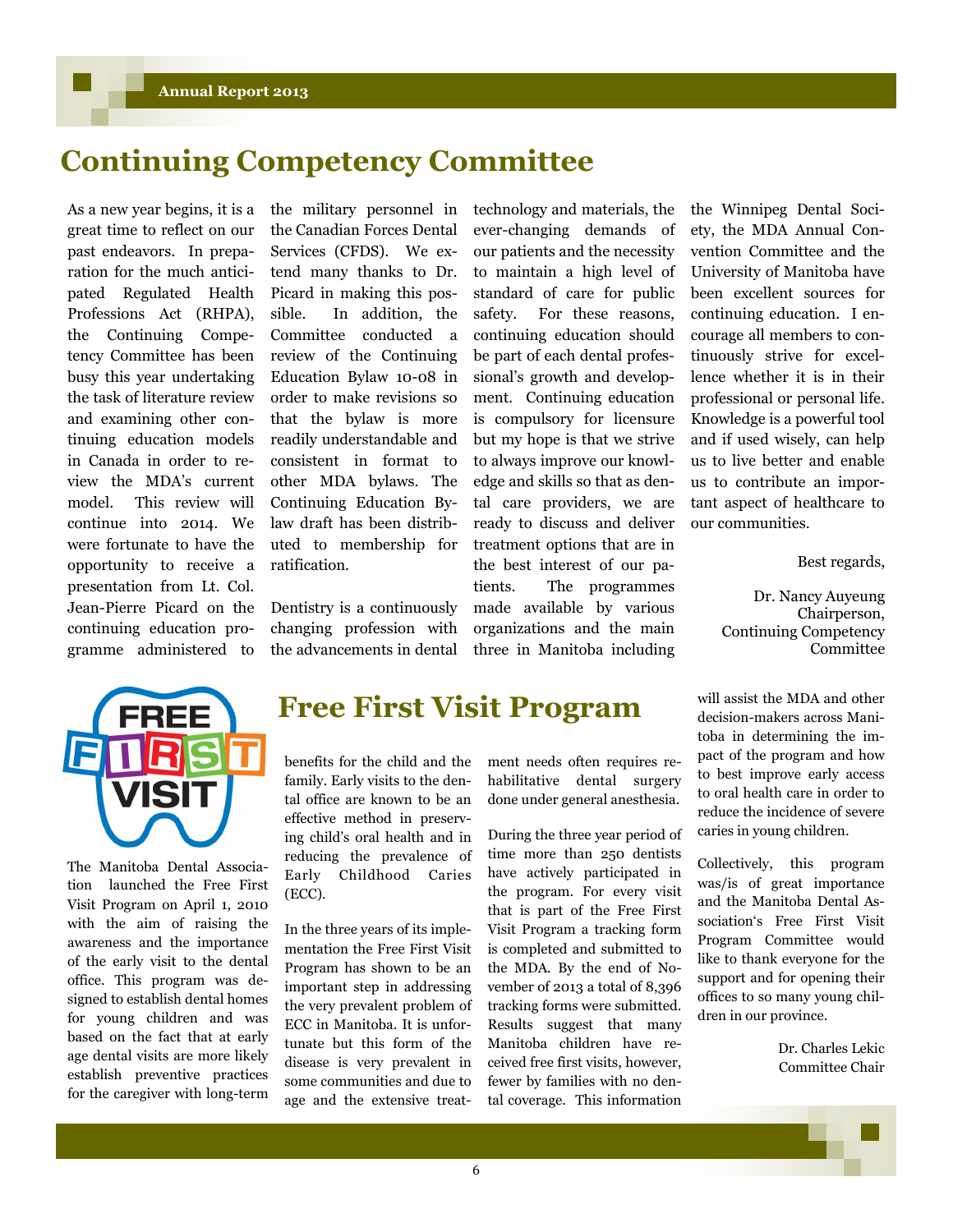# Continuing Competency Committee

As a new year begins, it is a great time to reflect on our past endeavors. In preparation for the much anticipated Regulated Health Professions Act (RHPA), the Continuing Competency Committee has been busy this year undertaking the task of literature review and examining other continuing education models in Canada in order to review the MDA's current model. This review will continue into 2014. We were fortunate to have the opportunity to receive a presentation from Lt. Col. Jean-Pierre Picard on the continuing education programme administered to the military personnel in the Canadian Forces Dental Services (CFDS). We extend many thanks to Dr. Picard in making this possible. In addition, the Committee conducted a review of the Continuing Education Bylaw 10-08 in order to make revisions so that the bylaw is more readily understandable and consistent in format to other MDA bylaws. The Continuing Education Bylaw draft has been distributed to membership for ratification.

Dentistry is a continuously changing profession with the advancements in dental technology and materials, the ever-changing demands of our patients and the necessity to maintain a high level of standard of care for public safety. For these reasons, continuing education should be part of each dental professional's growth and development. Continuing education is compulsory for licensure but my hope is that we strive to always improve our knowledge and skills so that as dental care providers, we are ready to discuss and deliver treatment options that are in the best interest of our patients. The programmes made available by various organizations and the main three in Manitoba including the Winnipeg Dental Society, the MDA Annual Convention Committee and the University of Manitoba have been excellent sources for continuing education. I encourage all members to continuously strive for excellence whether it is in their professional or personal life. Knowledge is a powerful tool and if used wisely, can help us to live better and enable us to contribute an important aspect of healthcare to our communities.

Best regards,

Dr. Nancy Auyeung
Chairperson,
Continuing Competency Committee

# Free First Visit Program

The Manitoba Dental Association launched the Free First Visit Program on April 1, 2010 with the aim of raising the awareness and the importance of the early visit to the dental office. This program was designed to establish dental homes for young children and was based on the fact that at early age dental visits are more likely establish preventive practices for the caregiver with long-term benefits for the child and the family. Early visits to the dental office are known to be an effective method in preserving child's oral health and in reducing the prevalence of Early Childhood Caries (ECC).

In the three years of its implementation the Free First Visit Program has shown to be an important step in addressing the very prevalent problem of ECC in Manitoba. It is unfortunate but this form of the disease is very prevalent in some communities and due to age and the extensive treatment needs often requires rehabilitative dental surgery done under general anesthesia.

During the three year period of time more than 250 dentists have actively participated in the program. For every visit that is part of the Free First Visit Program a tracking form is completed and submitted to the MDA. By the end of November of 2013 a total of 8,396 tracking forms were submitted. Results suggest that many Manitoba children have received free first visits, however, fewer by families with no dental coverage. This information will assist the MDA and other decision-makers across Manitoba in determining the impact of the program and how to best improve early access to oral health care in order to reduce the incidence of severe caries in young children.

Collectively, this program was/is of great importance and the Manitoba Dental Association's Free First Visit Program Committee would like to thank everyone for the support and for opening their offices to so many young children in our province.

Dr. Charles Lekic
Committee Chair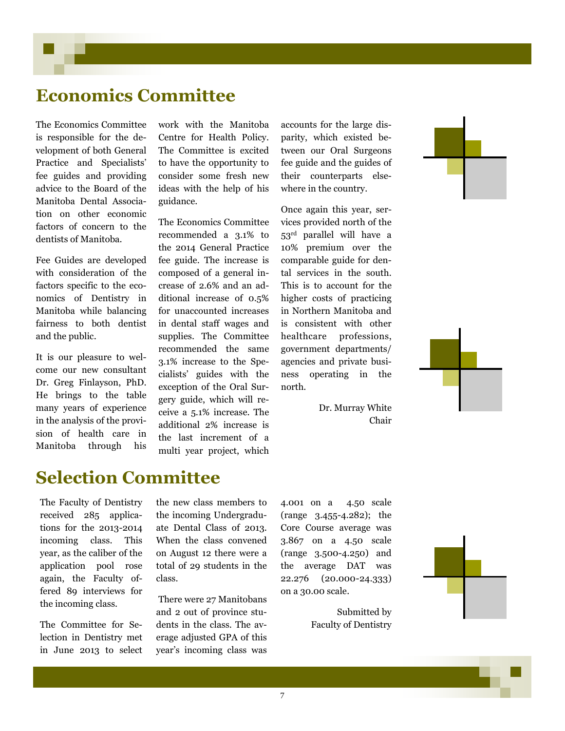# Economics Committee

The Economics Committee is responsible for the development of both General Practice and Specialists' fee guides and providing advice to the Board of the Manitoba Dental Association on other economic factors of concern to the dentists of Manitoba.

Fee Guides are developed with consideration of the factors specific to the economics of Dentistry in Manitoba while balancing fairness to both dentist and the public.

It is our pleasure to welcome our new consultant Dr. Greg Finlayson, PhD. He brings to the table many years of experience in the analysis of the provision of health care in Manitoba through his work with the Manitoba Centre for Health Policy. The Committee is excited to have the opportunity to consider some fresh new ideas with the help of his guidance.

The Economics Committee recommended a 3.1% to the 2014 General Practice fee guide. The increase is composed of a general increase of 2.6% and an additional increase of 0.5% for unaccounted increases in dental staff wages and supplies. The Committee recommended the same 3.1% increase to the Specialists' guides with the exception of the Oral Surgery guide, which will receive a 5.1% increase. The additional 2% increase is the last increment of a multi year project, which accounts for the large disparity, which existed between our Oral Surgeons fee guide and the guides of their counterparts elsewhere in the country.

Once again this year, services provided north of the 53rd parallel will have a 10% premium over the comparable guide for dental services in the south. This is to account for the higher costs of practicing in Northern Manitoba and is consistent with other healthcare professions, government departments/agencies and private business operating in the north.

Dr. Murray White
Chair

# Selection Committee

The Faculty of Dentistry received 285 applications for the 2013-2014 incoming class. This year, as the caliber of the application pool rose again, the Faculty offered 89 interviews for the incoming class.

The Committee for Selection in Dentistry met in June 2013 to select the new class members to the incoming Undergraduate Dental Class of 2013. When the class convened on August 12 there were a total of 29 students in the class.

There were 27 Manitobans and 2 out of province students in the class. The average adjusted GPA of this year's incoming class was 4.001 on a 4.50 scale (range 3.455-4.282); the Core Course average was 3.867 on a 4.50 scale (range 3.500-4.250) and the average DAT was 22.276 (20.000-24.333) on a 30.00 scale.

Submitted by
Faculty of Dentistry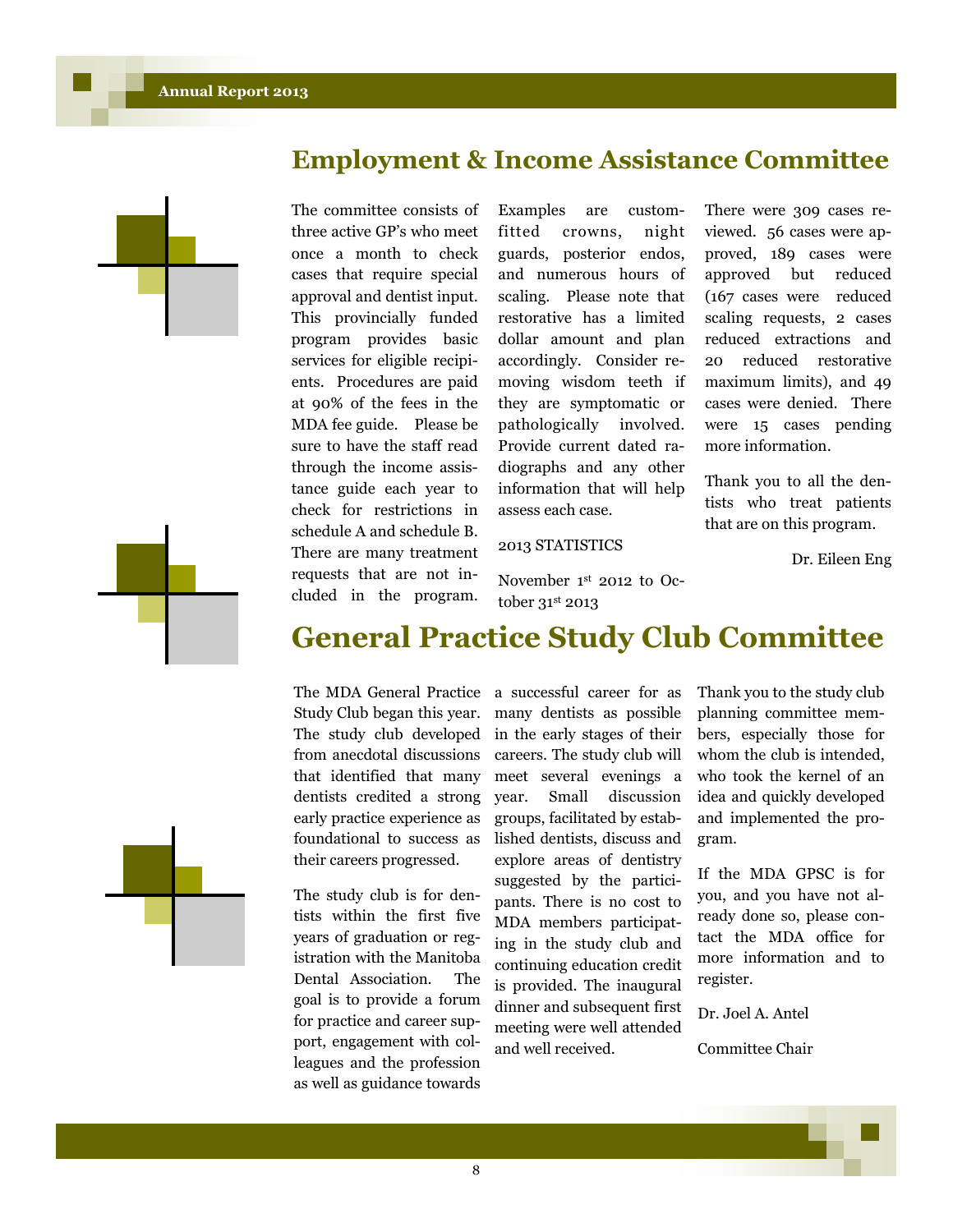## Employment & Income Assistance Committee

The committee consists of three active GP's who meet once a month to check cases that require special approval and dentist input. This provincially funded program provides basic services for eligible recipients. Procedures are paid at 90% of the fees in the MDA fee guide. Please be sure to have the staff read through the income assistance guide each year to check for restrictions in schedule A and schedule B. There are many treatment requests that are not included in the program. Examples are custom-fitted crowns, night guards, posterior endos, and numerous hours of scaling. Please note that restorative has a limited dollar amount and plan accordingly. Consider removing wisdom teeth if they are symptomatic or pathologically involved. Provide current dated radiographs and any other information that will help assess each case.

2013 STATISTICS

November 1st 2012 to October 31st 2013

There were 309 cases reviewed. 56 cases were approved, 189 cases were approved but reduced (167 cases were reduced scaling requests, 2 cases reduced extractions and 20 reduced restorative maximum limits), and 49 cases were denied. There were 15 cases pending more information.

Thank you to all the dentists who treat patients that are on this program.

Dr. Eileen Eng

## General Practice Study Club Committee

The MDA General Practice Study Club began this year. The study club developed from anecdotal discussions that identified that many dentists credited a strong early practice experience as foundational to success as their careers progressed.

The study club is for dentists within the first five years of graduation or registration with the Manitoba Dental Association. The goal is to provide a forum for practice and career support, engagement with colleagues and the profession as well as guidance towards a successful career for as many dentists as possible in the early stages of their careers. The study club will meet several evenings a year. Small discussion groups, facilitated by established dentists, discuss and explore areas of dentistry suggested by the participants. There is no cost to MDA members participating in the study club and continuing education credit is provided. The inaugural dinner and subsequent first meeting were well attended and well received.

Thank you to the study club planning committee members, especially those for whom the club is intended, who took the kernel of an idea and quickly developed and implemented the program.

If the MDA GPSC is for you, and you have not already done so, please contact the MDA office for more information and to register.

Dr. Joel A. Antel

Committee Chair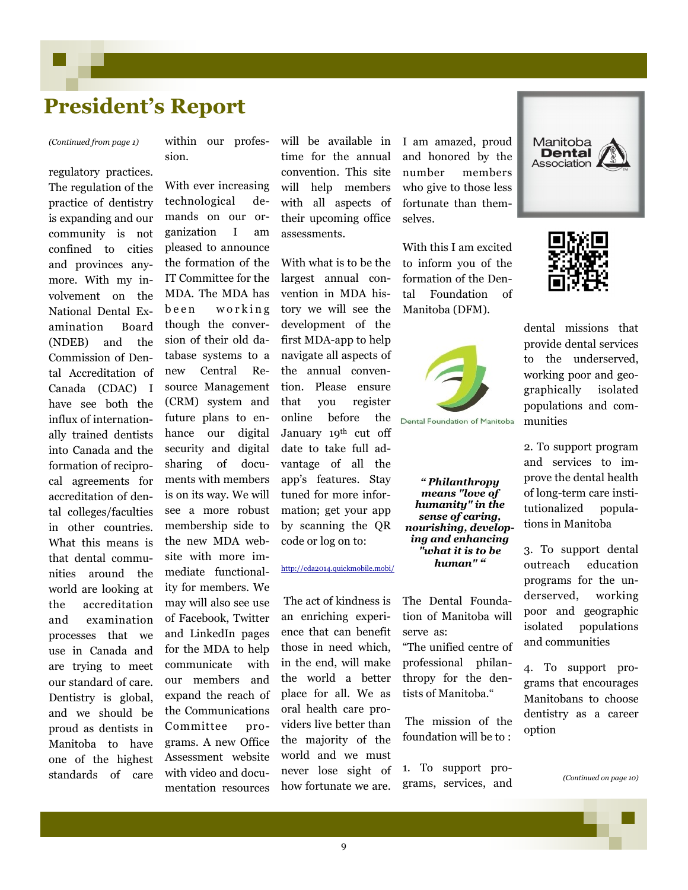# President's Report

*(Continued from page 1)*

regulatory practices. The regulation of the practice of dentistry is expanding and our community is not confined to cities and provinces anymore. With my involvement on the National Dental Examination Board (NDEB) and the Commission of Dental Accreditation of Canada (CDAC) I have see both the influx of internationally trained dentists into Canada and the formation of reciprocal agreements for accreditation of dental colleges/faculties in other countries. What this means is that dental communities around the world are looking at the accreditation and examination processes that we use in Canada and are trying to meet our standard of care. Dentistry is global, and we should be proud as dentists in Manitoba to have one of the highest standards of care within our profession.

With ever increasing technological demands on our organization I am pleased to announce the formation of the IT Committee for the MDA. The MDA has been working though the conversion of their old database systems to a new Central Resource Management (CRM) system and future plans to enhance our digital security and digital sharing of documents with members is on its way. We will see a more robust membership side to the new MDA website with more immediate functionality for members. We may will also see use of Facebook, Twitter and LinkedIn pages for the MDA to help communicate with our members and expand the reach of the Communications Committee programs. A new Office Assessment website with video and documentation resources will be available in time for the annual convention. This site will help members with all aspects of their upcoming office assessments.

With what is to be the largest annual convention in MDA history we will see the development of the first MDA-app to help navigate all aspects of the annual convention. Please ensure that you register online before the January 19th cut off date to take full advantage of all the app's features. Stay tuned for more information; get your app by scanning the QR code or log on to:

http://cda2014.quickmobile.mobi/

The act of kindness is an enriching experience that can benefit those in need which, in the end, will make the world a better place for all. We as oral health care providers live better than the majority of the world and we must never lose sight of how fortunate we are.

I am amazed, proud and honored by the number members who give to those less fortunate than themselves.

With this I am excited to inform you of the formation of the Dental Foundation of Manitoba (DFM).

Dental Foundation of Manitoba

***" Philanthropy means "love of humanity" in the sense of caring, nourishing, developing and enhancing "what it is to be human" "***

The Dental Foundation of Manitoba will serve as:

"The unified centre of professional philanthropy for the dentists of Manitoba."

The mission of the foundation will be to :

1. To support programs, services, and dental missions that provide dental services to the underserved, working poor and geographically isolated populations and communities

2. To support program and services to improve the dental health of long-term care institutionalized populations in Manitoba

3. To support dental outreach education programs for the underserved, working poor and geographic isolated populations and communities

4. To support programs that encourages Manitobans to choose dentistry as a career option

Manitoba Dental Association

*(Continued on page 10)*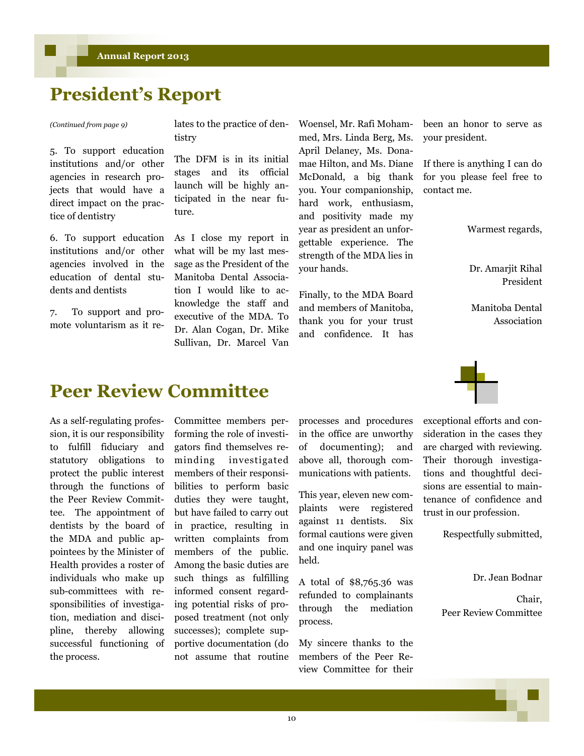# President's Report

*(Continued from page 9)*

5. To support education institutions and/or other agencies in research projects that would have a direct impact on the practice of dentistry

6. To support education institutions and/or other agencies involved in the education of dental students and dentists

7. To support and promote voluntarism as it relates to the practice of dentistry

The DFM is in its initial stages and its official launch will be highly anticipated in the near future.

As I close my report in what will be my last message as the President of the Manitoba Dental Association I would like to acknowledge the staff and executive of the MDA. To Dr. Alan Cogan, Dr. Mike Sullivan, Dr. Marcel Van Woensel, Mr. Rafi Mohammed, Mrs. Linda Berg, Ms. April Delaney, Ms. Donamae Hilton, and Ms. Diane McDonald, a big thank you. Your companionship, hard work, enthusiasm, and positivity made my year as president an unforgettable experience. The strength of the MDA lies in your hands.

Finally, to the MDA Board and members of Manitoba, thank you for your trust and confidence. It has been an honor to serve as your president.

If there is anything I can do for you please feel free to contact me.

Warmest regards,

Dr. Amarjit Rihal
President

Manitoba Dental Association

# Peer Review Committee

As a self-regulating profession, it is our responsibility to fulfill fiduciary and statutory obligations to protect the public interest through the functions of the Peer Review Committee. The appointment of dentists by the board of the MDA and public appointees by the Minister of Health provides a roster of individuals who make up sub-committees with responsibilities of investigation, mediation and discipline, thereby allowing successful functioning of the process.

Committee members performing the role of investigators find themselves reminding investigated members of their responsibilities to perform basic duties they were taught, but have failed to carry out in practice, resulting in written complaints from members of the public. Among the basic duties are such things as fulfilling informed consent regarding potential risks of proposed treatment (not only successes); complete supportive documentation (do not assume that routine processes and procedures in the office are unworthy of documenting); and above all, thorough communications with patients.

This year, eleven new complaints were registered against 11 dentists. Six formal cautions were given and one inquiry panel was held.

A total of $8,765.36 was refunded to complainants through the mediation process.

My sincere thanks to the members of the Peer Review Committee for their exceptional efforts and consideration in the cases they are charged with reviewing. Their thorough investigations and thoughtful decisions are essential to maintenance of confidence and trust in our profession.

Respectfully submitted,

Dr. Jean Bodnar

Chair,
Peer Review Committee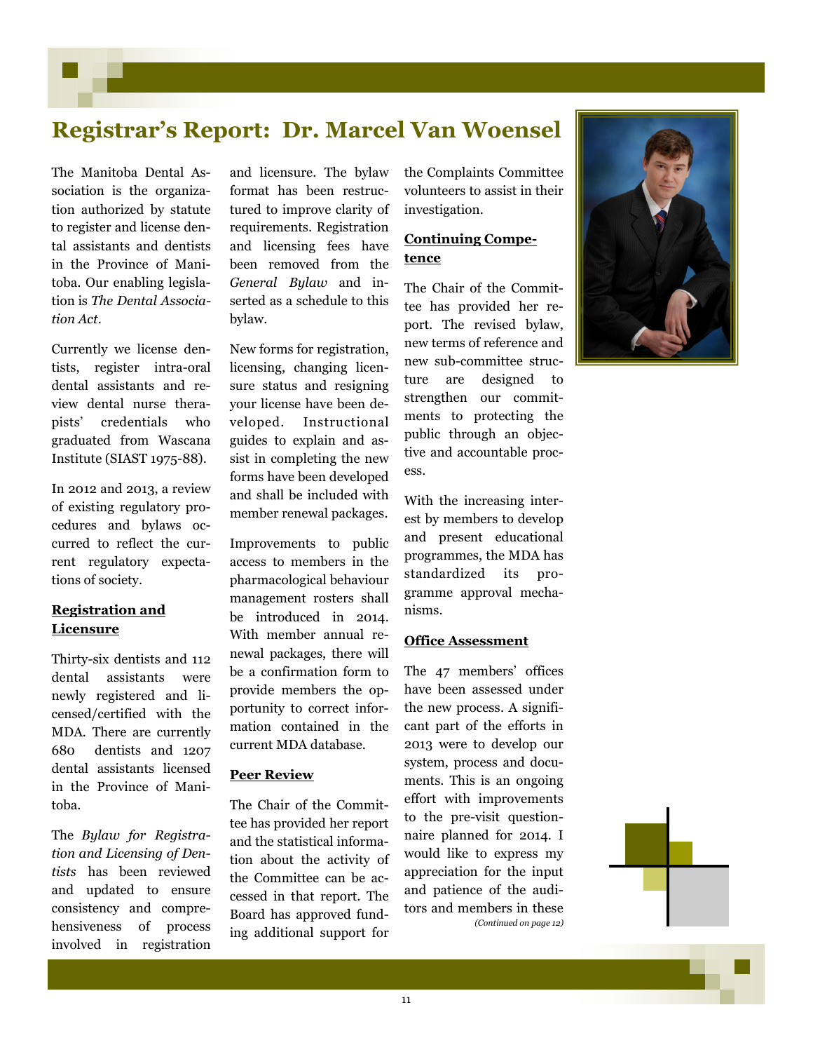# Registrar's Report: Dr. Marcel Van Woensel

The Manitoba Dental Association is the organization authorized by statute to register and license dental assistants and dentists in the Province of Manitoba. Our enabling legislation is *The Dental Association Act*.

Currently we license dentists, register intra-oral dental assistants and review dental nurse therapists' credentials who graduated from Wascana Institute (SIAST 1975-88).

In 2012 and 2013, a review of existing regulatory procedures and bylaws occurred to reflect the current regulatory expectations of society.

**Registration and Licensure**

Thirty-six dentists and 112 dental assistants were newly registered and licensed/certified with the MDA. There are currently 680 dentists and 1207 dental assistants licensed in the Province of Manitoba.

The *Bylaw for Registration and Licensing of Dentists* has been reviewed and updated to ensure consistency and comprehensiveness of process involved in registration and licensure. The bylaw format has been restructured to improve clarity of requirements. Registration and licensing fees have been removed from the *General Bylaw* and inserted as a schedule to this bylaw.

New forms for registration, licensing, changing licensure status and resigning your license have been developed. Instructional guides to explain and assist in completing the new forms have been developed and shall be included with member renewal packages.

Improvements to public access to members in the pharmacological behaviour management rosters shall be introduced in 2014. With member annual renewal packages, there will be a confirmation form to provide members the opportunity to correct information contained in the current MDA database.

**Peer Review**

The Chair of the Committee has provided her report and the statistical information about the activity of the Committee can be accessed in that report. The Board has approved funding additional support for the Complaints Committee volunteers to assist in their investigation.

**Continuing Competence**

The Chair of the Committee has provided her report. The revised bylaw, new terms of reference and new sub-committee structure are designed to strengthen our commitments to protecting the public through an objective and accountable process.

With the increasing interest by members to develop and present educational programmes, the MDA has standardized its programme approval mechanisms.

**Office Assessment**

The 47 members' offices have been assessed under the new process. A significant part of the efforts in 2013 were to develop our system, process and documents. This is an ongoing effort with improvements to the pre-visit questionnaire planned for 2014. I would like to express my appreciation for the input and patience of the auditors and members in these

*(Continued on page 12)*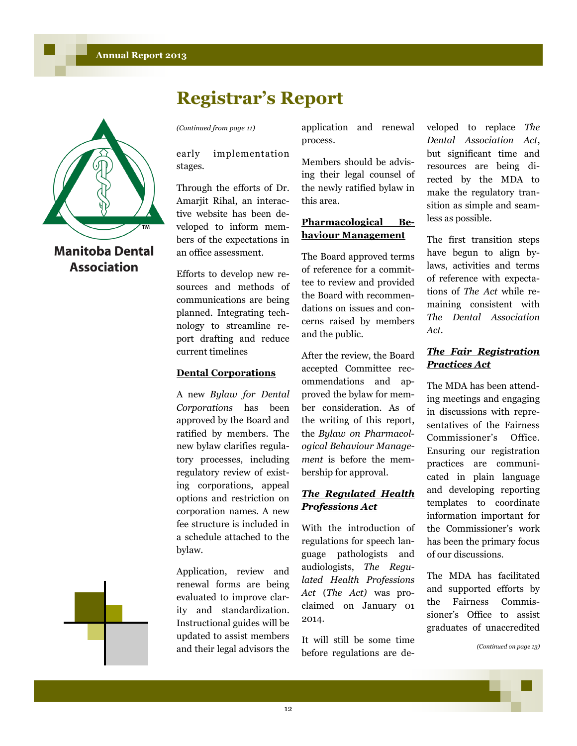# Registrar's Report

*(Continued from page 11)*

early implementation stages.

Through the efforts of Dr. Amarjit Rihal, an interactive website has been developed to inform members of the expectations in an office assessment.

Efforts to develop new resources and methods of communications are being planned. Integrating technology to streamline report drafting and reduce current timelines

**Dental Corporations**

A new *Bylaw for Dental Corporations* has been approved by the Board and ratified by members. The new bylaw clarifies regulatory processes, including regulatory review of existing corporations, appeal options and restriction on corporation names. A new fee structure is included in a schedule attached to the bylaw.

Application, review and renewal forms are being evaluated to improve clarity and standardization. Instructional guides will be updated to assist members and their legal advisors the application and renewal process.

Members should be advising their legal counsel of the newly ratified bylaw in this area.

**Pharmacological Behaviour Management**

The Board approved terms of reference for a committee to review and provided the Board with recommendations on issues and concerns raised by members and the public.

After the review, the Board accepted Committee recommendations and approved the bylaw for member consideration. As of the writing of this report, the *Bylaw on Pharmacological Behaviour Management* is before the membership for approval.

***The Regulated Health Professions Act***

With the introduction of regulations for speech language pathologists and audiologists, *The Regulated Health Professions Act* (*The Act)* was proclaimed on January 01 2014.

It will still be some time before regulations are developed to replace *The Dental Association Act*, but significant time and resources are being directed by the MDA to make the regulatory transition as simple and seamless as possible.

The first transition steps have begun to align bylaws, activities and terms of reference with expectations of *The Act* while remaining consistent with *The Dental Association Act*.

***The Fair Registration Practices Act***

The MDA has been attending meetings and engaging in discussions with representatives of the Fairness Commissioner's Office. Ensuring our registration practices are communicated in plain language and developing reporting templates to coordinate information important for the Commissioner's work has been the primary focus of our discussions.

The MDA has facilitated and supported efforts by the Fairness Commissioner's Office to assist graduates of unaccredited

*(Continued on page 13)*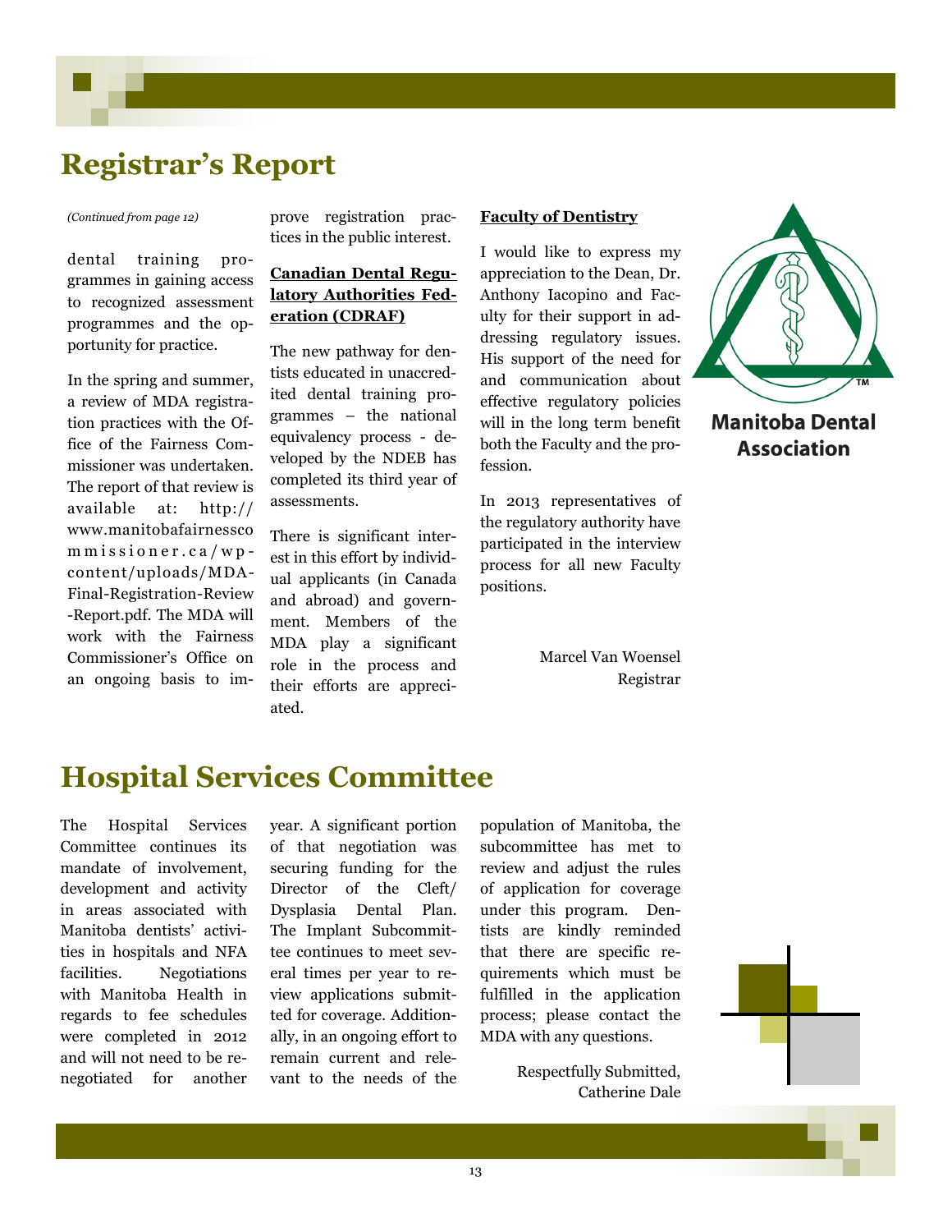# Registrar's Report

*(Continued from page 12)*

dental training programmes in gaining access to recognized assessment programmes and the opportunity for practice.

In the spring and summer, a review of MDA registration practices with the Office of the Fairness Commissioner was undertaken. The report of that review is available at: http://www.manitobafairnesscommissioner.ca/wp-content/uploads/MDA-Final-Registration-Review-Report.pdf. The MDA will work with the Fairness Commissioner's Office on an ongoing basis to improve registration practices in the public interest.

**Canadian Dental Regulatory Authorities Federation (CDRAF)**

The new pathway for dentists educated in unaccredited dental training programmes – the national equivalency process - developed by the NDEB has completed its third year of assessments.

There is significant interest in this effort by individual applicants (in Canada and abroad) and government. Members of the MDA play a significant role in the process and their efforts are appreciated.

**Faculty of Dentistry**

I would like to express my appreciation to the Dean, Dr. Anthony Iacopino and Faculty for their support in addressing regulatory issues. His support of the need for and communication about effective regulatory policies will in the long term benefit both the Faculty and the profession.

In 2013 representatives of the regulatory authority have participated in the interview process for all new Faculty positions.

Marcel Van Woensel
Registrar

Manitoba Dental Association

# Hospital Services Committee

The Hospital Services Committee continues its mandate of involvement, development and activity in areas associated with Manitoba dentists' activities in hospitals and NFA facilities. Negotiations with Manitoba Health in regards to fee schedules were completed in 2012 and will not need to be renegotiated for another year. A significant portion of that negotiation was securing funding for the Director of the Cleft/Dysplasia Dental Plan. The Implant Subcommittee continues to meet several times per year to review applications submitted for coverage. Additionally, in an ongoing effort to remain current and relevant to the needs of the population of Manitoba, the subcommittee has met to review and adjust the rules of application for coverage under this program. Dentists are kindly reminded that there are specific requirements which must be fulfilled in the application process; please contact the MDA with any questions.

Respectfully Submitted,
Catherine Dale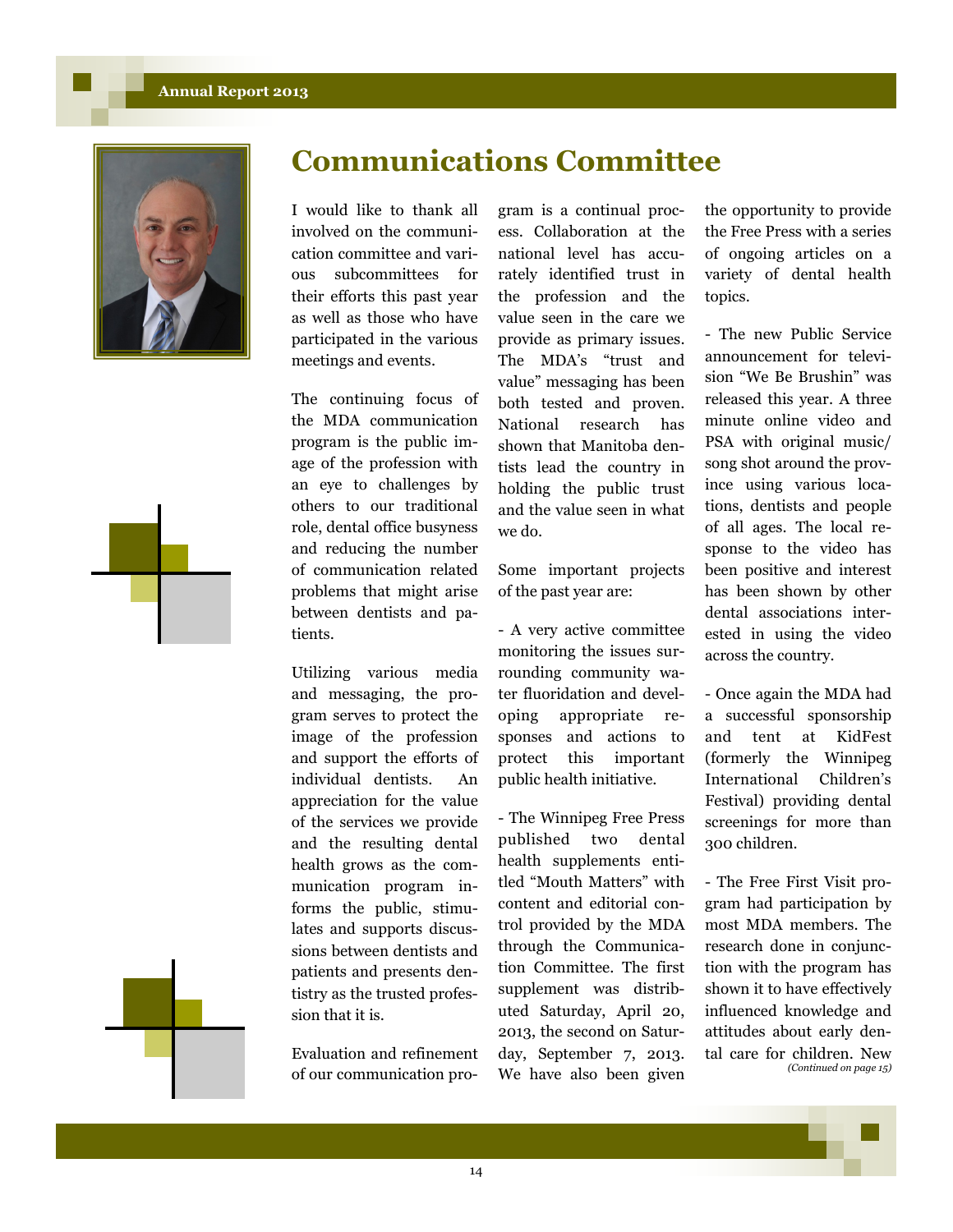# Communications Committee

I would like to thank all involved on the communication committee and various subcommittees for their efforts this past year as well as those who have participated in the various meetings and events.

The continuing focus of the MDA communication program is the public image of the profession with an eye to challenges by others to our traditional role, dental office busyness and reducing the number of communication related problems that might arise between dentists and patients.

Utilizing various media and messaging, the program serves to protect the image of the profession and support the efforts of individual dentists. An appreciation for the value of the services we provide and the resulting dental health grows as the communication program informs the public, stimulates and supports discussions between dentists and patients and presents dentistry as the trusted profession that it is.

Evaluation and refinement of our communication program is a continual process. Collaboration at the national level has accurately identified trust in the profession and the value seen in the care we provide as primary issues. The MDA's "trust and value" messaging has been both tested and proven. National research has shown that Manitoba dentists lead the country in holding the public trust and the value seen in what we do.

Some important projects of the past year are:

- A very active committee monitoring the issues surrounding community water fluoridation and developing appropriate responses and actions to protect this important public health initiative.

- The Winnipeg Free Press published two dental health supplements entitled "Mouth Matters" with content and editorial control provided by the MDA through the Communication Committee. The first supplement was distributed Saturday, April 20, 2013, the second on Saturday, September 7, 2013. We have also been given the opportunity to provide the Free Press with a series of ongoing articles on a variety of dental health topics.

- The new Public Service announcement for television "We Be Brushin" was released this year. A three minute online video and PSA with original music/ song shot around the province using various locations, dentists and people of all ages. The local response to the video has been positive and interest has been shown by other dental associations interested in using the video across the country.

- Once again the MDA had a successful sponsorship and tent at KidFest (formerly the Winnipeg International Children's Festival) providing dental screenings for more than 300 children.

- The Free First Visit program had participation by most MDA members. The research done in conjunction with the program has shown it to have effectively influenced knowledge and attitudes about early dental care for children. New

*(Continued on page 15)*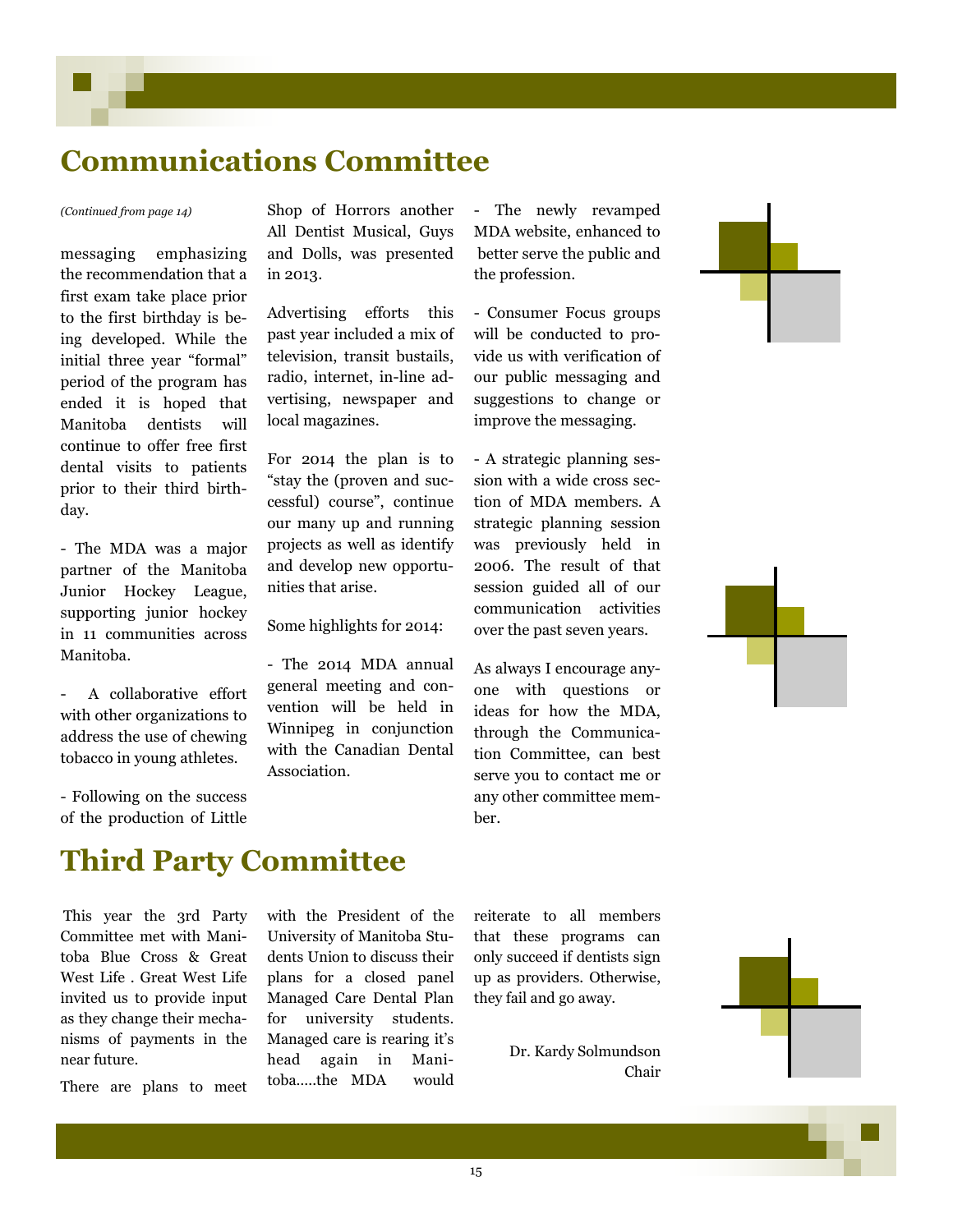## Communications Committee

*(Continued from page 14)*

messaging emphasizing the recommendation that a first exam take place prior to the first birthday is being developed. While the initial three year "formal" period of the program has ended it is hoped that Manitoba dentists will continue to offer free first dental visits to patients prior to their third birthday.

- The MDA was a major partner of the Manitoba Junior Hockey League, supporting junior hockey in 11 communities across Manitoba.

- A collaborative effort with other organizations to address the use of chewing tobacco in young athletes.

- Following on the success of the production of Little Shop of Horrors another All Dentist Musical, Guys and Dolls, was presented in 2013.

Advertising efforts this past year included a mix of television, transit bustails, radio, internet, in-line advertising, newspaper and local magazines.

For 2014 the plan is to "stay the (proven and successful) course", continue our many up and running projects as well as identify and develop new opportunities that arise.

Some highlights for 2014:

- The 2014 MDA annual general meeting and convention will be held in Winnipeg in conjunction with the Canadian Dental Association.

- The newly revamped MDA website, enhanced to better serve the public and the profession.

- Consumer Focus groups will be conducted to provide us with verification of our public messaging and suggestions to change or improve the messaging.

- A strategic planning session with a wide cross section of MDA members. A strategic planning session was previously held in 2006. The result of that session guided all of our communication activities over the past seven years.

As always I encourage anyone with questions or ideas for how the MDA, through the Communication Committee, can best serve you to contact me or any other committee member.

## Third Party Committee

This year the 3rd Party Committee met with Manitoba Blue Cross & Great West Life . Great West Life invited us to provide input as they change their mechanisms of payments in the near future.

There are plans to meet with the President of the University of Manitoba Students Union to discuss their plans for a closed panel Managed Care Dental Plan for university students. Managed care is rearing it's head again in Manitoba.....the MDA would reiterate to all members that these programs can only succeed if dentists sign up as providers. Otherwise, they fail and go away.

Dr. Kardy Solmundson
Chair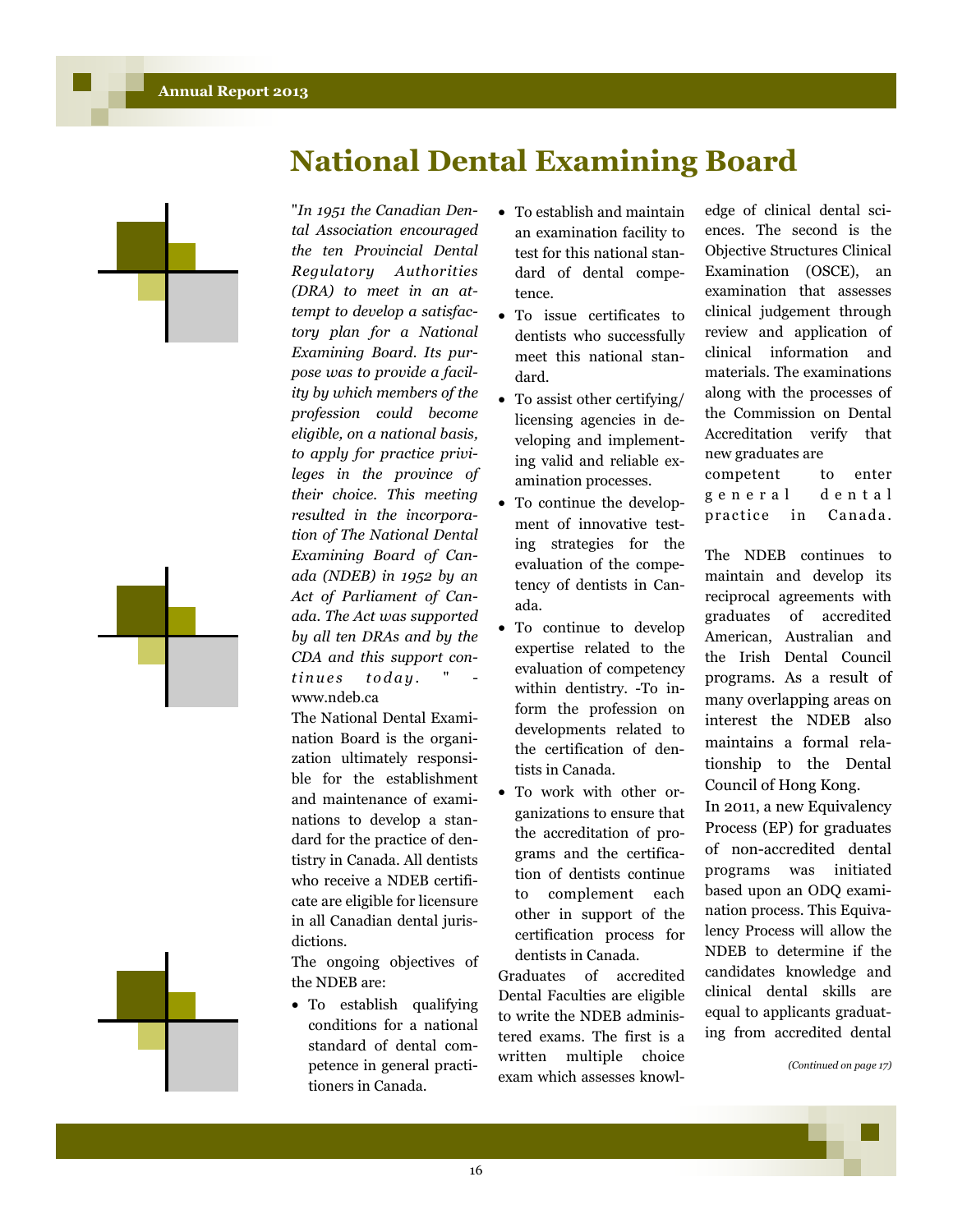# National Dental Examining Board

"*In 1951 the Canadian Dental Association encouraged the ten Provincial Dental Regulatory Authorities (DRA) to meet in an attempt to develop a satisfactory plan for a National Examining Board. Its purpose was to provide a facility by which members of the profession could become eligible, on a national basis, to apply for practice privileges in the province of their choice. This meeting resulted in the incorporation of The National Dental Examining Board of Canada (NDEB) in 1952 by an Act of Parliament of Canada. The Act was supported by all ten DRAs and by the CDA and this support continues today.* " - www.ndeb.ca

The National Dental Examination Board is the organization ultimately responsible for the establishment and maintenance of examinations to develop a standard for the practice of dentistry in Canada. All dentists who receive a NDEB certificate are eligible for licensure in all Canadian dental jurisdictions.

The ongoing objectives of the NDEB are:

- To establish qualifying conditions for a national standard of dental competence in general practitioners in Canada.
- To establish and maintain an examination facility to test for this national standard of dental competence.
- To issue certificates to dentists who successfully meet this national standard.
- To assist other certifying/ licensing agencies in developing and implementing valid and reliable examination processes.
- To continue the development of innovative testing strategies for the evaluation of the competency of dentists in Canada.
- To continue to develop expertise related to the evaluation of competency within dentistry. -To inform the profession on developments related to the certification of dentists in Canada.
- To work with other organizations to ensure that the accreditation of programs and the certification of dentists continue to complement each other in support of the certification process for dentists in Canada.

Graduates of accredited Dental Faculties are eligible to write the NDEB administered exams. The first is a written multiple choice exam which assesses knowledge of clinical dental sciences. The second is the Objective Structures Clinical Examination (OSCE), an examination that assesses clinical judgement through review and application of clinical information and materials. The examinations along with the processes of the Commission on Dental Accreditation verify that new graduates are competent to enter general dental practice in Canada.

The NDEB continues to maintain and develop its reciprocal agreements with graduates of accredited American, Australian and the Irish Dental Council programs. As a result of many overlapping areas on interest the NDEB also maintains a formal relationship to the Dental Council of Hong Kong.

In 2011, a new Equivalency Process (EP) for graduates of non-accredited dental programs was initiated based upon an ODQ examination process. This Equivalency Process will allow the NDEB to determine if the candidates knowledge and clinical dental skills are equal to applicants graduating from accredited dental

*(Continued on page 17)*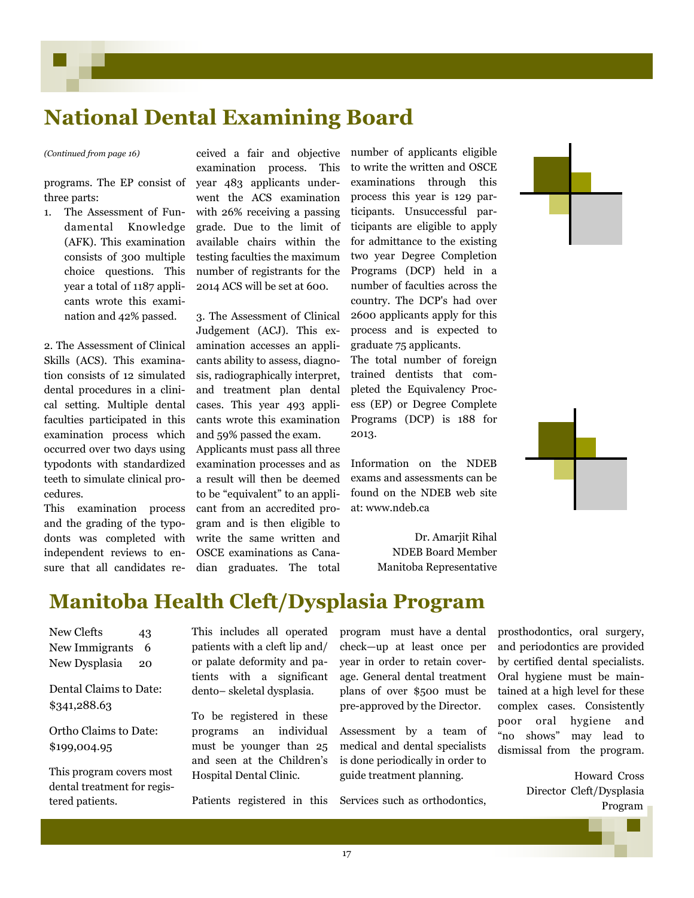# National Dental Examining Board

*(Continued from page 16)*

programs. The EP consist of three parts:

1. The Assessment of Fundamental Knowledge (AFK). This examination consists of 300 multiple choice questions. This year a total of 1187 applicants wrote this examination and 42% passed.

2. The Assessment of Clinical Skills (ACS). This examination consists of 12 simulated dental procedures in a clinical setting. Multiple dental faculties participated in this examination process which occurred over two days using typodonts with standardized teeth to simulate clinical procedures.

This examination process and the grading of the typodonts was completed with independent reviews to ensure that all candidates received a fair and objective examination process. This year 483 applicants underwent the ACS examination with 26% receiving a passing grade. Due to the limit of available chairs within the testing faculties the maximum number of registrants for the 2014 ACS will be set at 600.

3. The Assessment of Clinical Judgement (ACJ). This examination accesses an applicants ability to assess, diagnosis, radiographically interpret, and treatment plan dental cases. This year 493 applicants wrote this examination and 59% passed the exam.

Applicants must pass all three examination processes and as a result will then be deemed to be "equivalent" to an applicant from an accredited program and is then eligible to write the same written and OSCE examinations as Canadian graduates. The total number of applicants eligible to write the written and OSCE examinations through this process this year is 129 participants. Unsuccessful participants are eligible to apply for admittance to the existing two year Degree Completion Programs (DCP) held in a number of faculties across the country. The DCP's had over 2600 applicants apply for this process and is expected to graduate 75 applicants.

The total number of foreign trained dentists that completed the Equivalency Process (EP) or Degree Complete Programs (DCP) is 188 for 2013.

Information on the NDEB exams and assessments can be found on the NDEB web site at: www.ndeb.ca

Dr. Amarjit Rihal
NDEB Board Member
Manitoba Representative

# Manitoba Health Cleft/Dysplasia Program

New Clefts 43
New Immigrants 6
New Dysplasia 20

Dental Claims to Date: $341,288.63

Ortho Claims to Date: $199,004.95

This program covers most dental treatment for registered patients.

This includes all operated patients with a cleft lip and/or palate deformity and patients with a significant dento– skeletal dysplasia.

To be registered in these programs an individual must be younger than 25 and seen at the Children's Hospital Dental Clinic.

Patients registered in this program must have a dental check—up at least once per year in order to retain coverage. General dental treatment plans of over $500 must be pre-approved by the Director.

Assessment by a team of medical and dental specialists is done periodically in order to guide treatment planning.

Services such as orthodontics, prosthodontics, oral surgery, and periodontics are provided by certified dental specialists. Oral hygiene must be maintained at a high level for these complex cases. Consistently poor oral hygiene and "no shows" may lead to dismissal from the program.

Howard Cross
Director Cleft/Dysplasia Program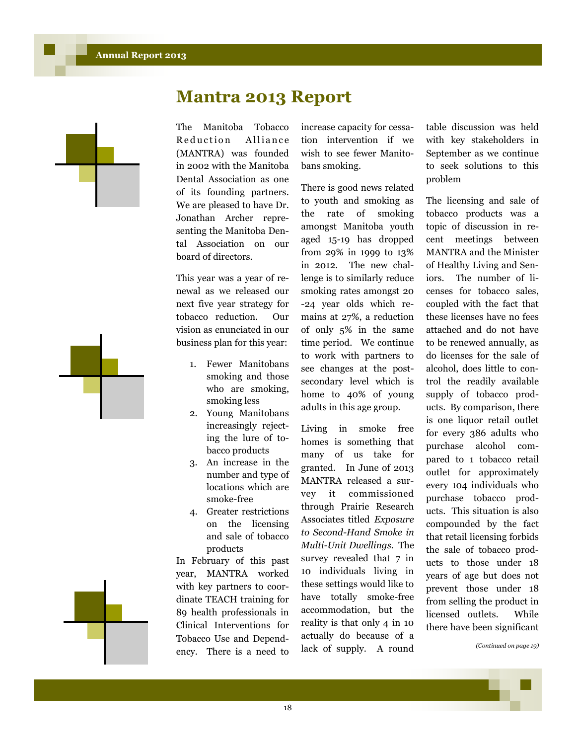# Mantra 2013 Report

The Manitoba Tobacco Reduction Alliance (MANTRA) was founded in 2002 with the Manitoba Dental Association as one of its founding partners. We are pleased to have Dr. Jonathan Archer representing the Manitoba Dental Association on our board of directors.

This year was a year of renewal as we released our next five year strategy for tobacco reduction. Our vision as enunciated in our business plan for this year:

1. Fewer Manitobans smoking and those who are smoking, smoking less
2. Young Manitobans increasingly rejecting the lure of tobacco products
3. An increase in the number and type of locations which are smoke-free
4. Greater restrictions on the licensing and sale of tobacco products

In February of this past year, MANTRA worked with key partners to coordinate TEACH training for 89 health professionals in Clinical Interventions for Tobacco Use and Dependency. There is a need to increase capacity for cessation intervention if we wish to see fewer Manitobans smoking.

There is good news related to youth and smoking as the rate of smoking amongst Manitoba youth aged 15-19 has dropped from 29% in 1999 to 13% in 2012. The new challenge is to similarly reduce smoking rates amongst 20-24 year olds which remains at 27%, a reduction of only 5% in the same time period. We continue to work with partners to see changes at the post-secondary level which is home to 40% of young adults in this age group.

Living in smoke free homes is something that many of us take for granted. In June of 2013 MANTRA released a survey it commissioned through Prairie Research Associates titled *Exposure to Second-Hand Smoke in Multi-Unit Dwellings.* The survey revealed that 7 in 10 individuals living in these settings would like to have totally smoke-free accommodation, but the reality is that only 4 in 10 actually do because of a lack of supply. A round table discussion was held with key stakeholders in September as we continue to seek solutions to this problem

The licensing and sale of tobacco products was a topic of discussion in recent meetings between MANTRA and the Minister of Healthy Living and Seniors. The number of licenses for tobacco sales, coupled with the fact that these licenses have no fees attached and do not have to be renewed annually, as do licenses for the sale of alcohol, does little to control the readily available supply of tobacco products. By comparison, there is one liquor retail outlet for every 386 adults who purchase alcohol compared to 1 tobacco retail outlet for approximately every 104 individuals who purchase tobacco products. This situation is also compounded by the fact that retail licensing forbids the sale of tobacco products to those under 18 years of age but does not prevent those under 18 from selling the product in licensed outlets. While there have been significant

*(Continued on page 19)*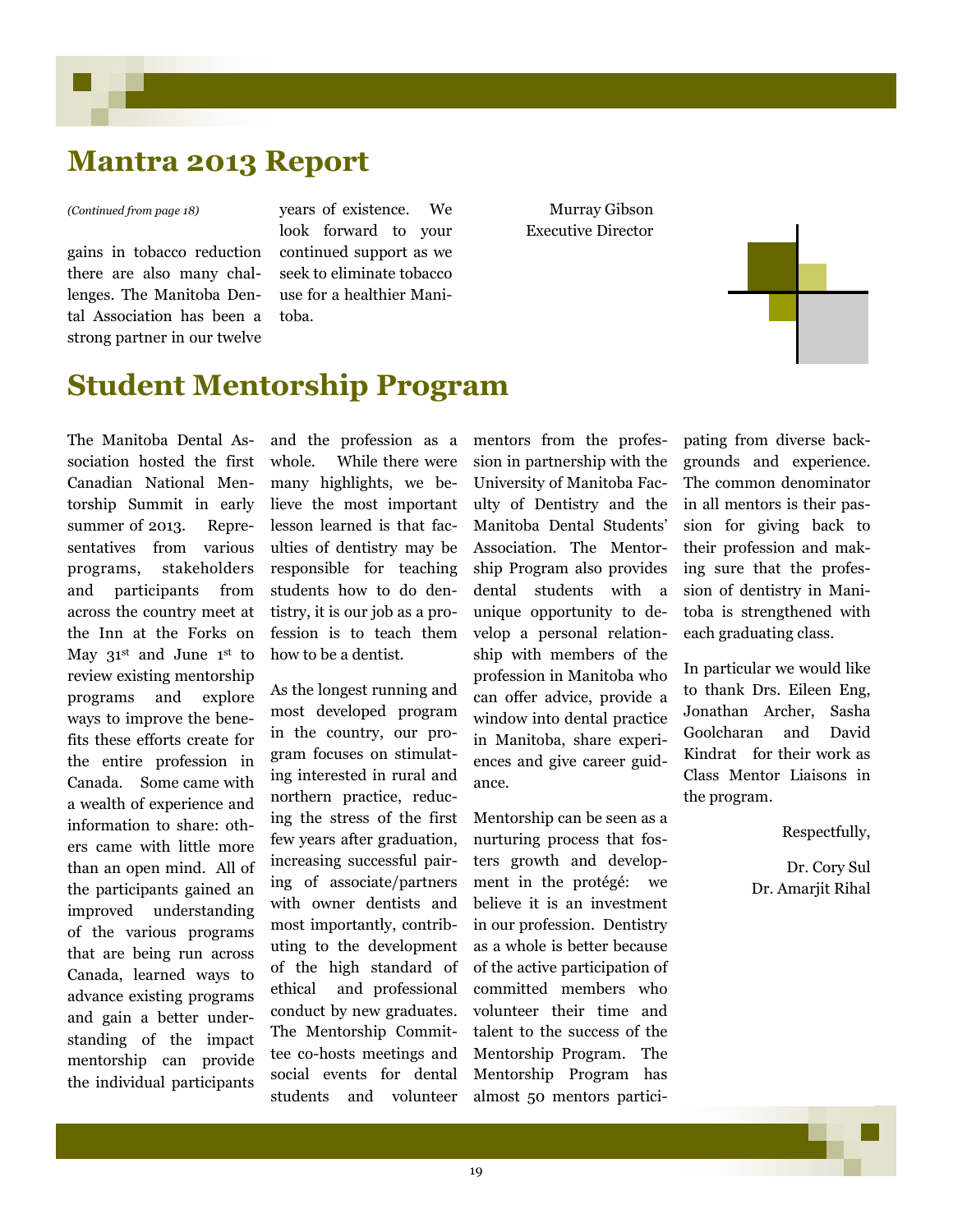# Mantra 2013 Report

*(Continued from page 18)*

gains in tobacco reduction there are also many challenges. The Manitoba Dental Association has been a strong partner in our twelve years of existence. We look forward to your continued support as we seek to eliminate tobacco use for a healthier Manitoba.

Murray Gibson
Executive Director

# Student Mentorship Program

The Manitoba Dental Association hosted the first Canadian National Mentorship Summit in early summer of 2013. Representatives from various programs, stakeholders and participants from across the country meet at the Inn at the Forks on May 31st and June 1st to review existing mentorship programs and explore ways to improve the benefits these efforts create for the entire profession in Canada. Some came with a wealth of experience and information to share: others came with little more than an open mind. All of the participants gained an improved understanding of the various programs that are being run across Canada, learned ways to advance existing programs and gain a better understanding of the impact mentorship can provide the individual participants and the profession as a whole. While there were many highlights, we believe the most important lesson learned is that faculties of dentistry may be responsible for teaching students how to do dentistry, it is our job as a profession is to teach them how to be a dentist.

As the longest running and most developed program in the country, our program focuses on stimulating interested in rural and northern practice, reducing the stress of the first few years after graduation, increasing successful pairing of associate/partners with owner dentists and most importantly, contributing to the development of the high standard of ethical and professional conduct by new graduates. The Mentorship Committee co-hosts meetings and social events for dental students and volunteer mentors from the profession in partnership with the University of Manitoba Faculty of Dentistry and the Manitoba Dental Students' Association. The Mentorship Program also provides dental students with a unique opportunity to develop a personal relationship with members of the profession in Manitoba who can offer advice, provide a window into dental practice in Manitoba, share experiences and give career guidance.

Mentorship can be seen as a nurturing process that fosters growth and development in the protégé: we believe it is an investment in our profession. Dentistry as a whole is better because of the active participation of committed members who volunteer their time and talent to the success of the Mentorship Program. The Mentorship Program has almost 50 mentors participating from diverse backgrounds and experience. The common denominator in all mentors is their passion for giving back to their profession and making sure that the profession of dentistry in Manitoba is strengthened with each graduating class.

In particular we would like to thank Drs. Eileen Eng, Jonathan Archer, Sasha Goolcharan and David Kindrat for their work as Class Mentor Liaisons in the program.

Respectfully,

Dr. Cory Sul
Dr. Amarjit Rihal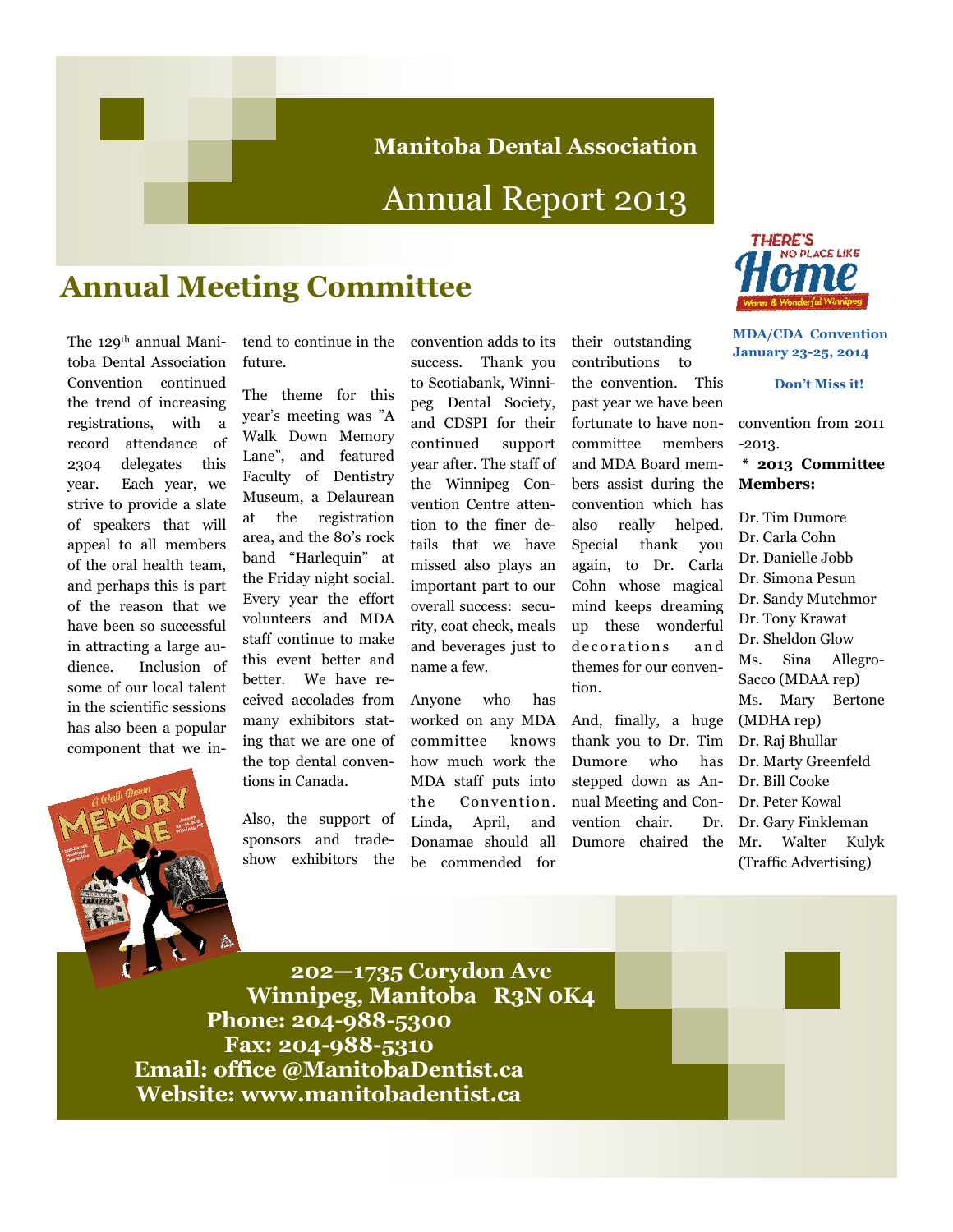**Manitoba Dental Association**

Annual Report 2013

## Annual Meeting Committee

The 129th annual Manitoba Dental Association Convention continued the trend of increasing registrations, with a record attendance of 2304 delegates this year. Each year, we strive to provide a slate of speakers that will appeal to all members of the oral health team, and perhaps this is part of the reason that we have been so successful in attracting a large audience. Inclusion of some of our local talent in the scientific sessions has also been a popular component that we intend to continue in the future.

The theme for this year's meeting was "A Walk Down Memory Lane", and featured Faculty of Dentistry Museum, a Delaurean at the registration area, and the 80's rock band "Harlequin" at the Friday night social. Every year the effort volunteers and MDA staff continue to make this event better and better. We have received accolades from many exhibitors stating that we are one of the top dental conventions in Canada.

Also, the support of sponsors and tradeshow exhibitors the convention adds to its success. Thank you to Scotiabank, Winnipeg Dental Society, and CDSPI for their continued support year after. The staff of the Winnipeg Convention Centre attention to the finer details that we have missed also plays an important part to our overall success: security, coat check, meals and beverages just to name a few.

Anyone who has worked on any MDA committee knows how much work the MDA staff puts into the Convention. Linda, April, and Donamae should all be commended for their outstanding contributions to the convention. This past year we have been fortunate to have non-committee members and MDA Board members assist during the convention which has also really helped. Special thank you again, to Dr. Carla Cohn whose magical mind keeps dreaming up these wonderful decorations and themes for our convention.

And, finally, a huge thank you to Dr. Tim Dumore who has stepped down as Annual Meeting and Convention chair. Dr. Dumore chaired the convention from 2011 -2013.

**MDA/CDA Convention January 23-25, 2014**

**Don't Miss it!**

**\* 2013 Committee Members:**

Dr. Tim Dumore
Dr. Carla Cohn
Dr. Danielle Jobb
Dr. Simona Pesun
Dr. Sandy Mutchmor
Dr. Tony Krawat
Dr. Sheldon Glow
Ms. Sina Allegro-Sacco (MDAA rep)
Ms. Mary Bertone (MDHA rep)
Dr. Raj Bhullar
Dr. Marty Greenfeld
Dr. Bill Cooke
Dr. Peter Kowal
Dr. Gary Finkleman
Mr. Walter Kulyk (Traffic Advertising)

**202—1735 Corydon Ave**
**Winnipeg, Manitoba R3N 0K4**
**Phone: 204-988-5300**
**Fax: 204-988-5310**
**Email: office @ManitobaDentist.ca**
**Website: www.manitobadentist.ca**